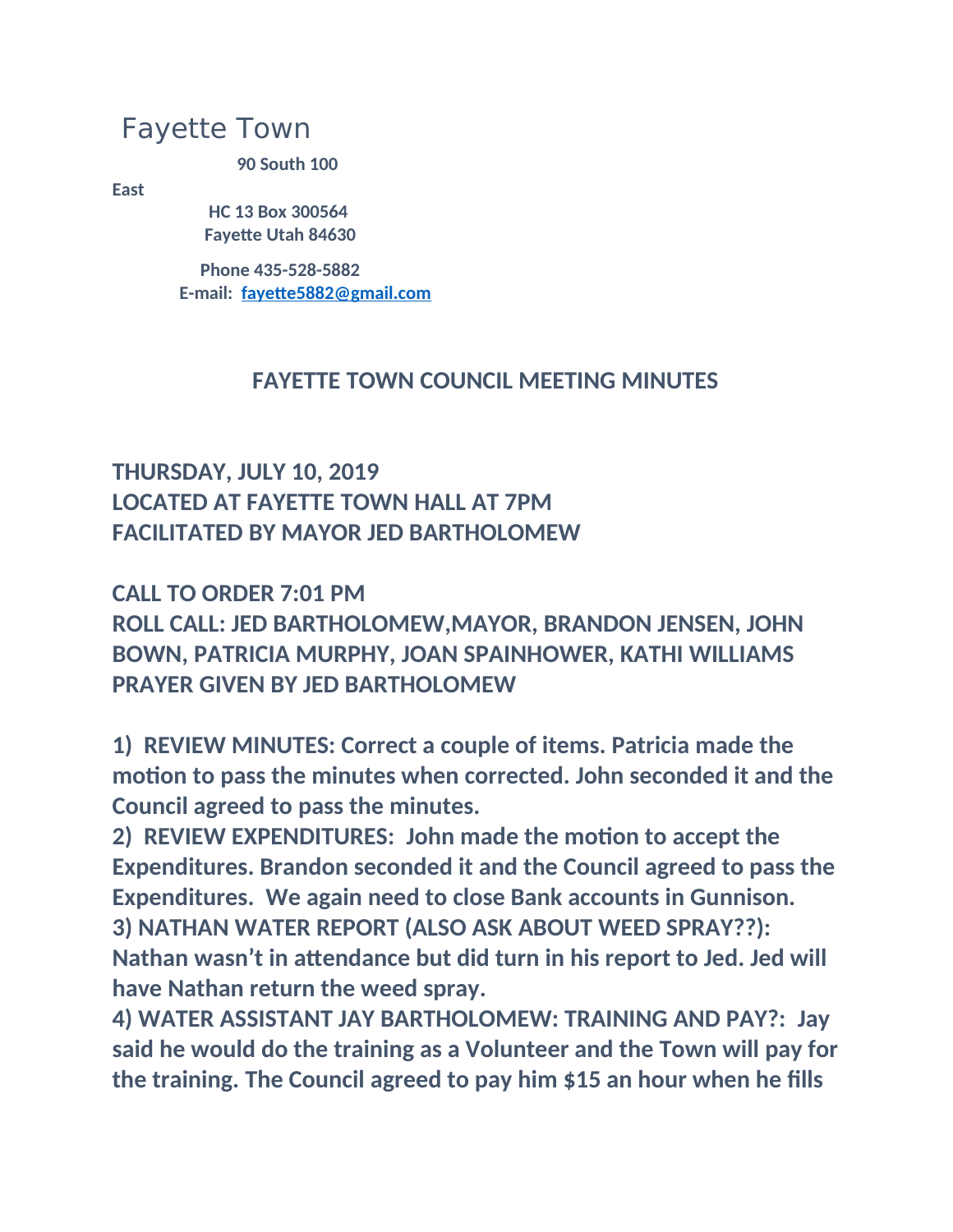# Fayette Town

**90 South 100 East**
**HC 13 Box 300564**
**Fayette Utah 84630**

**Phone 435-528-5882**
**E-mail: fayette5882@gmail.com**

## FAYETTE TOWN COUNCIL MEETING MINUTES

**THURSDAY, JULY 10, 2019**
**LOCATED AT FAYETTE TOWN HALL AT 7PM**
**FACILITATED BY MAYOR JED BARTHOLOMEW**

**CALL TO ORDER 7:01 PM**
**ROLL CALL: JED BARTHOLOMEW,MAYOR, BRANDON JENSEN, JOHN BOWN, PATRICIA MURPHY, JOAN SPAINHOWER, KATHI WILLIAMS**
**PRAYER GIVEN BY JED BARTHOLOMEW**

**1) REVIEW MINUTES: Correct a couple of items. Patricia made the motion to pass the minutes when corrected. John seconded it and the Council agreed to pass the minutes.**

**2) REVIEW EXPENDITURES: John made the motion to accept the Expenditures. Brandon seconded it and the Council agreed to pass the Expenditures. We again need to close Bank accounts in Gunnison.**

**3) NATHAN WATER REPORT (ALSO ASK ABOUT WEED SPRAY??): Nathan wasn't in attendance but did turn in his report to Jed. Jed will have Nathan return the weed spray.**

**4) WATER ASSISTANT JAY BARTHOLOMEW: TRAINING AND PAY?: Jay said he would do the training as a Volunteer and the Town will pay for the training. The Council agreed to pay him $15 an hour when he fills**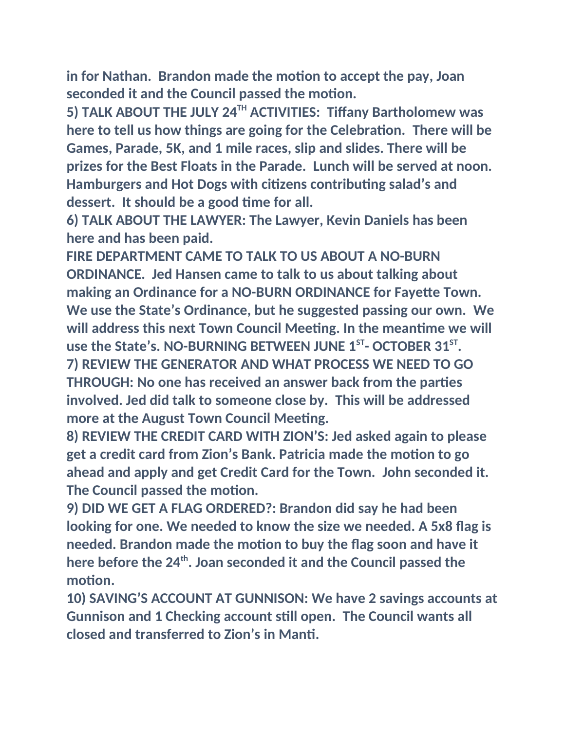**in for Nathan. Brandon made the motion to accept the pay, Joan seconded it and the Council passed the motion.**

**5) TALK ABOUT THE JULY 24TH ACTIVITIES: Tiffany Bartholomew was here to tell us how things are going for the Celebration. There will be Games, Parade, 5K, and 1 mile races, slip and slides. There will be prizes for the Best Floats in the Parade. Lunch will be served at noon. Hamburgers and Hot Dogs with citizens contributing salad's and dessert. It should be a good time for all.**

**6) TALK ABOUT THE LAWYER: The Lawyer, Kevin Daniels has been here and has been paid.**

**FIRE DEPARTMENT CAME TO TALK TO US ABOUT A NO-BURN ORDINANCE. Jed Hansen came to talk to us about talking about making an Ordinance for a NO-BURN ORDINANCE for Fayette Town. We use the State's Ordinance, but he suggested passing our own. We will address this next Town Council Meeting. In the meantime we will use the State's. NO-BURNING BETWEEN JUNE 1ST- OCTOBER 31ST.**

**7) REVIEW THE GENERATOR AND WHAT PROCESS WE NEED TO GO THROUGH: No one has received an answer back from the parties involved. Jed did talk to someone close by. This will be addressed more at the August Town Council Meeting.**

**8) REVIEW THE CREDIT CARD WITH ZION'S: Jed asked again to please get a credit card from Zion's Bank. Patricia made the motion to go ahead and apply and get Credit Card for the Town. John seconded it. The Council passed the motion.**

**9) DID WE GET A FLAG ORDERED?: Brandon did say he had been looking for one. We needed to know the size we needed. A 5x8 flag is needed. Brandon made the motion to buy the flag soon and have it here before the 24th. Joan seconded it and the Council passed the motion.**

**10) SAVING'S ACCOUNT AT GUNNISON: We have 2 savings accounts at Gunnison and 1 Checking account still open. The Council wants all closed and transferred to Zion's in Manti.**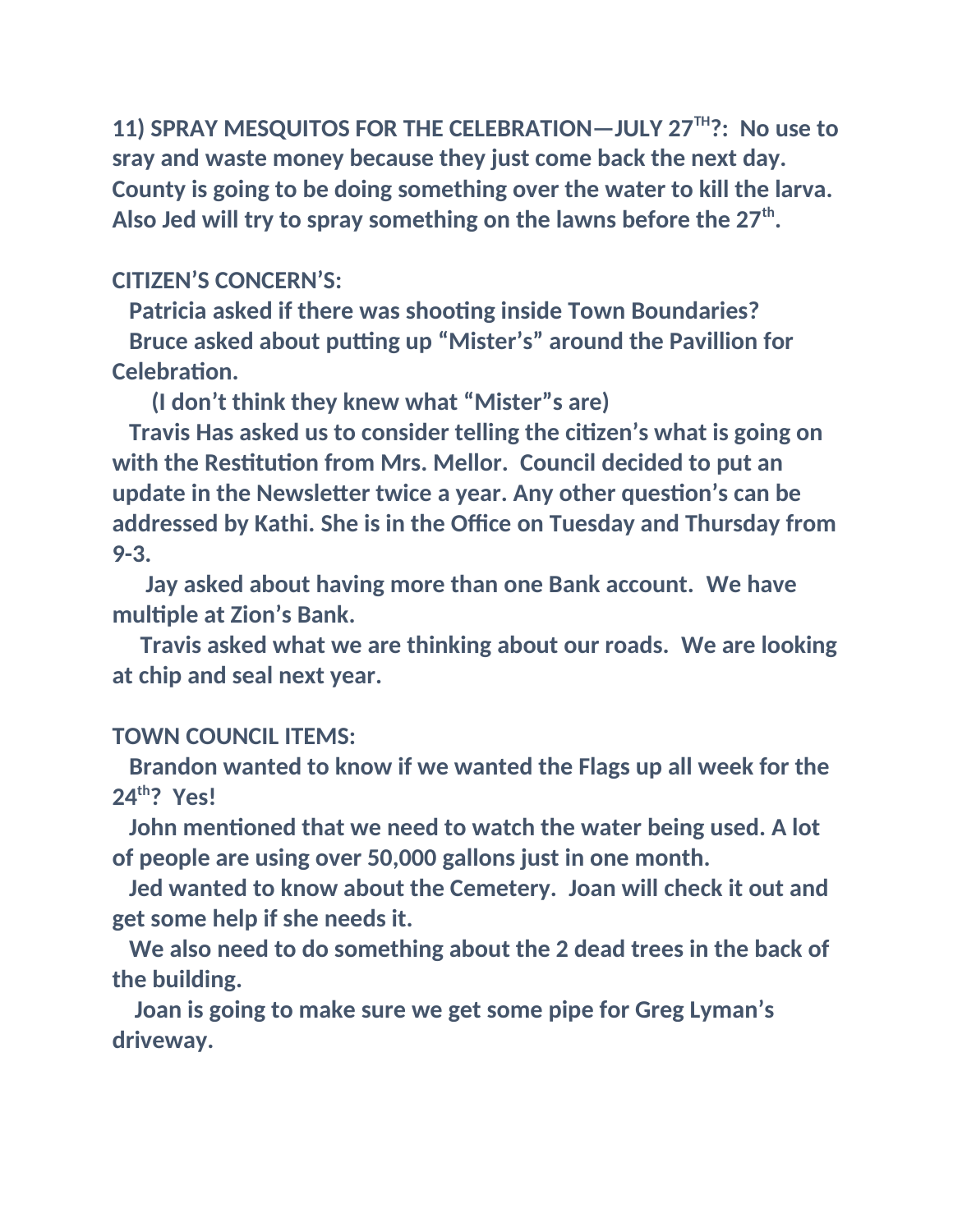**11) SPRAY MESQUITOS FOR THE CELEBRATION—JULY 27TH?: No use to sray and waste money because they just come back the next day. County is going to be doing something over the water to kill the larva. Also Jed will try to spray something on the lawns before the 27th.**

**CITIZEN'S CONCERN'S:**

**Patricia asked if there was shooting inside Town Boundaries?**

**Bruce asked about putting up "Mister's" around the Pavillion for Celebration.**

**(I don't think they knew what "Mister"s are)**

**Travis Has asked us to consider telling the citizen's what is going on with the Restitution from Mrs. Mellor. Council decided to put an update in the Newsletter twice a year. Any other question's can be addressed by Kathi. She is in the Office on Tuesday and Thursday from 9-3.**

**Jay asked about having more than one Bank account. We have multiple at Zion's Bank.**

**Travis asked what we are thinking about our roads. We are looking at chip and seal next year.**

**TOWN COUNCIL ITEMS:**

**Brandon wanted to know if we wanted the Flags up all week for the 24th? Yes!**

**John mentioned that we need to watch the water being used. A lot of people are using over 50,000 gallons just in one month.**

**Jed wanted to know about the Cemetery. Joan will check it out and get some help if she needs it.**

**We also need to do something about the 2 dead trees in the back of the building.**

**Joan is going to make sure we get some pipe for Greg Lyman's driveway.**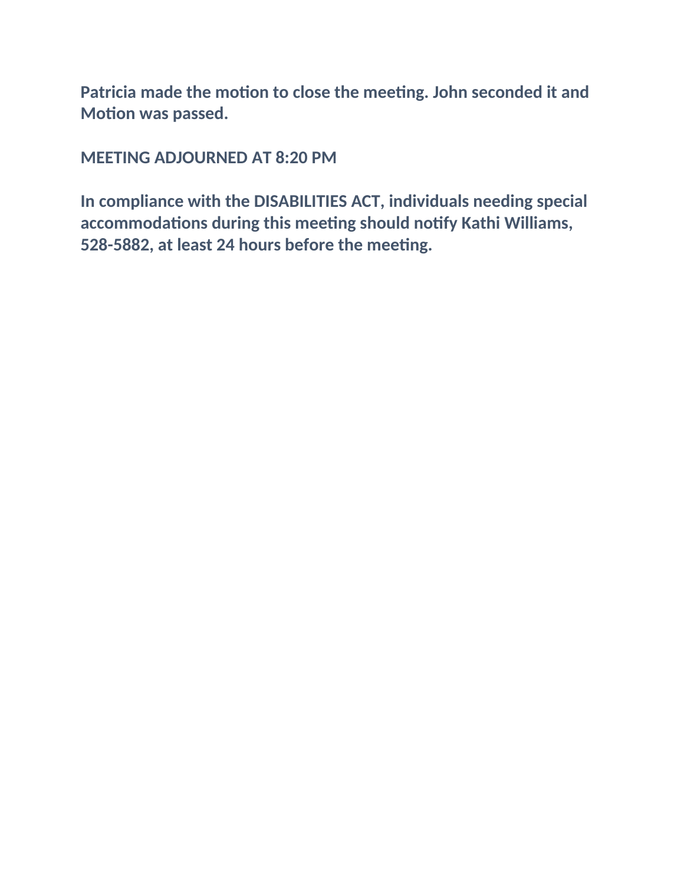**Patricia made the motion to close the meeting. John seconded it and Motion was passed.**

**MEETING ADJOURNED AT 8:20 PM**

**In compliance with the DISABILITIES ACT, individuals needing special accommodations during this meeting should notify Kathi Williams, 528-5882, at least 24 hours before the meeting.**